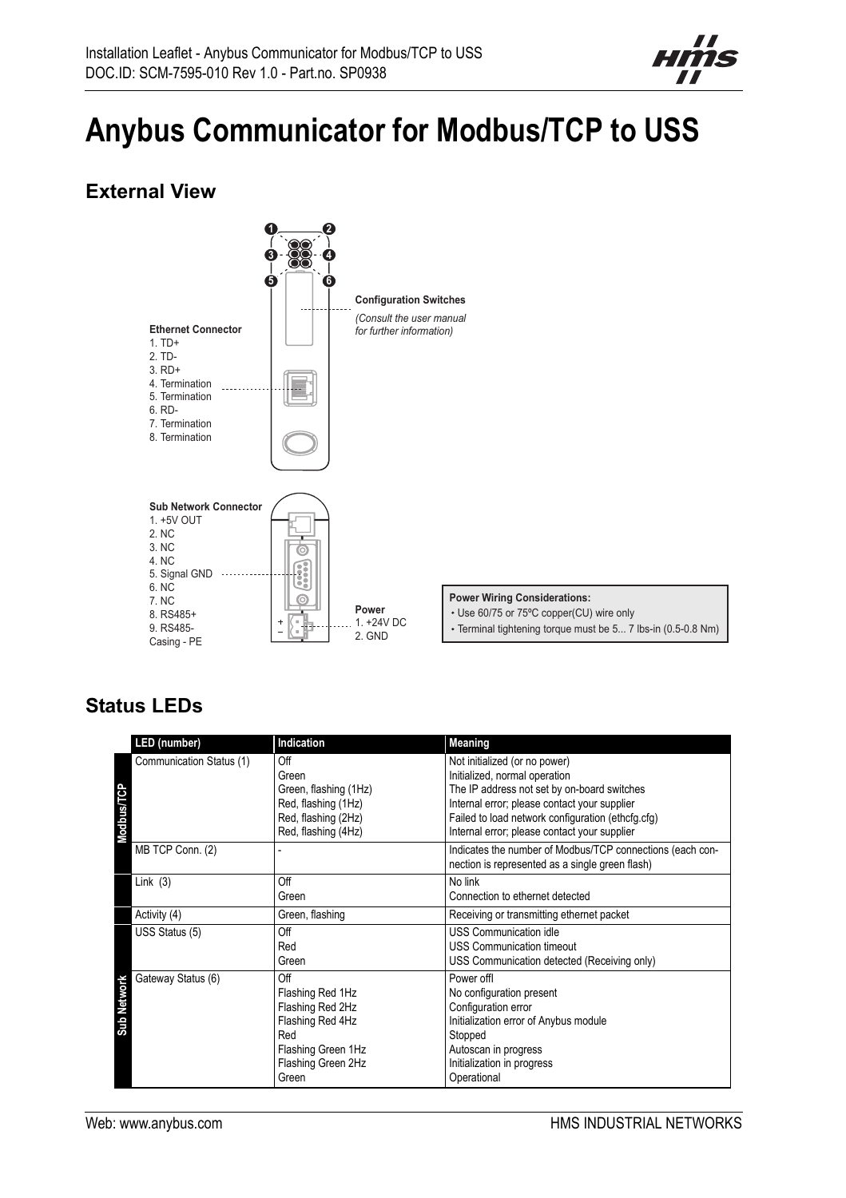# Anybus Communicator for Modbus/TCP to USS

## External View

**Configuration Switches**

*(Consult the user manual for further information)*

**Ethernet Connector**

1. TD+
2. TD-
3. RD+
4. Termination
5. Termination
6. RD-
7. Termination
8. Termination

**Sub Network Connector**

1. +5V OUT
2. NC
3. NC
4. NC
5. Signal GND
6. NC
7. NC
8. RS485+
9. RS485-

Casing - PE

**Power**

1. +24V DC
2. GND

**Power Wiring Considerations:**

- Use 60/75 or 75°C copper(CU) wire only
- Terminal tightening torque must be 5... 7 lbs-in (0.5-0.8 Nm)

## Status LEDs

| | LED (number) | Indication | Meaning |
|---|---|---|---|
| Modbus/TCP | Communication Status (1) | Off<br>Green<br>Green, flashing (1Hz)<br>Red, flashing (1Hz)<br>Red, flashing (2Hz)<br>Red, flashing (4Hz) | Not initialized (or no power)<br>Initialized, normal operation<br>The IP address not set by on-board switches<br>Internal error; please contact your supplier<br>Failed to load network configuration (ethcfg.cfg)<br>Internal error; please contact your supplier |
| | MB TCP Conn. (2) | - | Indicates the number of Modbus/TCP connections (each connection is represented as a single green flash) |
| | Link (3) | Off<br>Green | No link<br>Connection to ethernet detected |
| | Activity (4) | Green, flashing | Receiving or transmitting ethernet packet |
| Sub Network | USS Status (5) | Off<br>Red<br>Green | USS Communication idle<br>USS Communication timeout<br>USS Communication detected (Receiving only) |
| | Gateway Status (6) | Off<br>Flashing Red 1Hz<br>Flashing Red 2Hz<br>Flashing Red 4Hz<br>Red<br>Flashing Green 1Hz<br>Flashing Green 2Hz<br>Green | Power offl<br>No configuration present<br>Configuration error<br>Initialization error of Anybus module<br>Stopped<br>Autoscan in progress<br>Initialization in progress<br>Operational |

Web: www.anybus.com

HMS INDUSTRIAL NETWORKS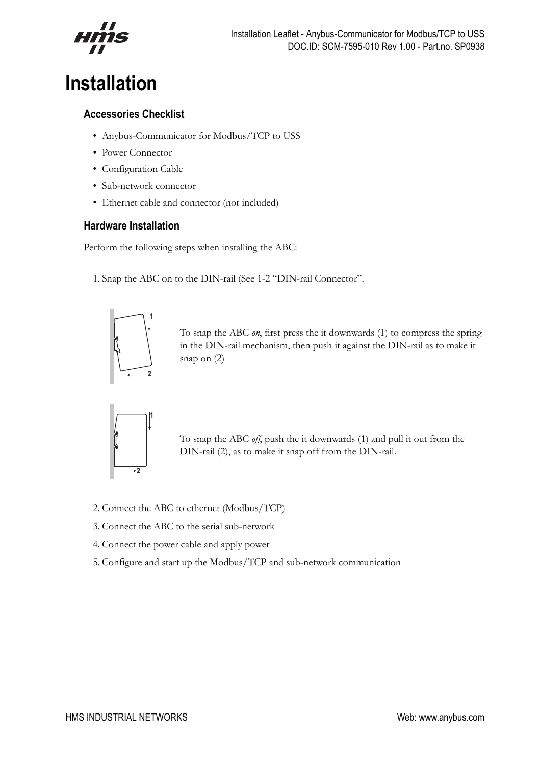# Installation

### Accessories Checklist

- Anybus-Communicator for Modbus/TCP to USS
- Power Connector
- Configuration Cable
- Sub-network connector
- Ethernet cable and connector (not included)

### Hardware Installation

Perform the following steps when installing the ABC:

1. Snap the ABC on to the DIN-rail (See 1-2 “DIN-rail Connector”.

   To snap the ABC *on*, first press the it downwards (1) to compress the spring in the DIN-rail mechanism, then push it against the DIN-rail as to make it snap on (2)

   To snap the ABC *off*, push the it downwards (1) and pull it out from the DIN-rail (2), as to make it snap off from the DIN-rail.

2. Connect the ABC to ethernet (Modbus/TCP)
3. Connect the ABC to the serial sub-network
4. Connect the power cable and apply power
5. Configure and start up the Modbus/TCP and sub-network communication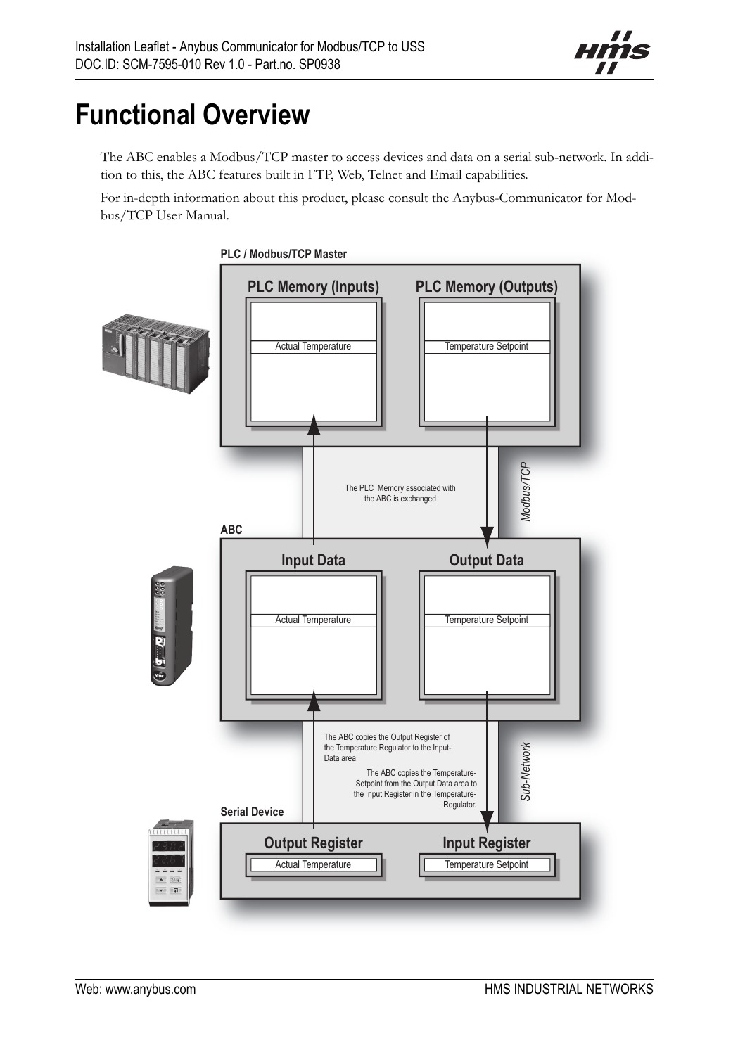# Functional Overview

The ABC enables a Modbus/TCP master to access devices and data on a serial sub-network. In addition to this, the ABC features built in FTP, Web, Telnet and Email capabilities.

For in-depth information about this product, please consult the Anybus-Communicator for Modbus/TCP User Manual.

PLC / Modbus/TCP Master

PLC Memory (Inputs) — Actual Temperature

PLC Memory (Outputs) — Temperature Setpoint

The PLC Memory associated with the ABC is exchanged

*Modbus/TCP*

ABC

Input Data — Actual Temperature

Output Data — Temperature Setpoint

The ABC copies the Output Register of the Temperature Regulator to the Input-Data area.

The ABC copies the Temperature-Setpoint from the Output Data area to the Input Register in the Temperature-Regulator.

*Sub-Network*

Serial Device

Output Register — Actual Temperature

Input Register — Temperature Setpoint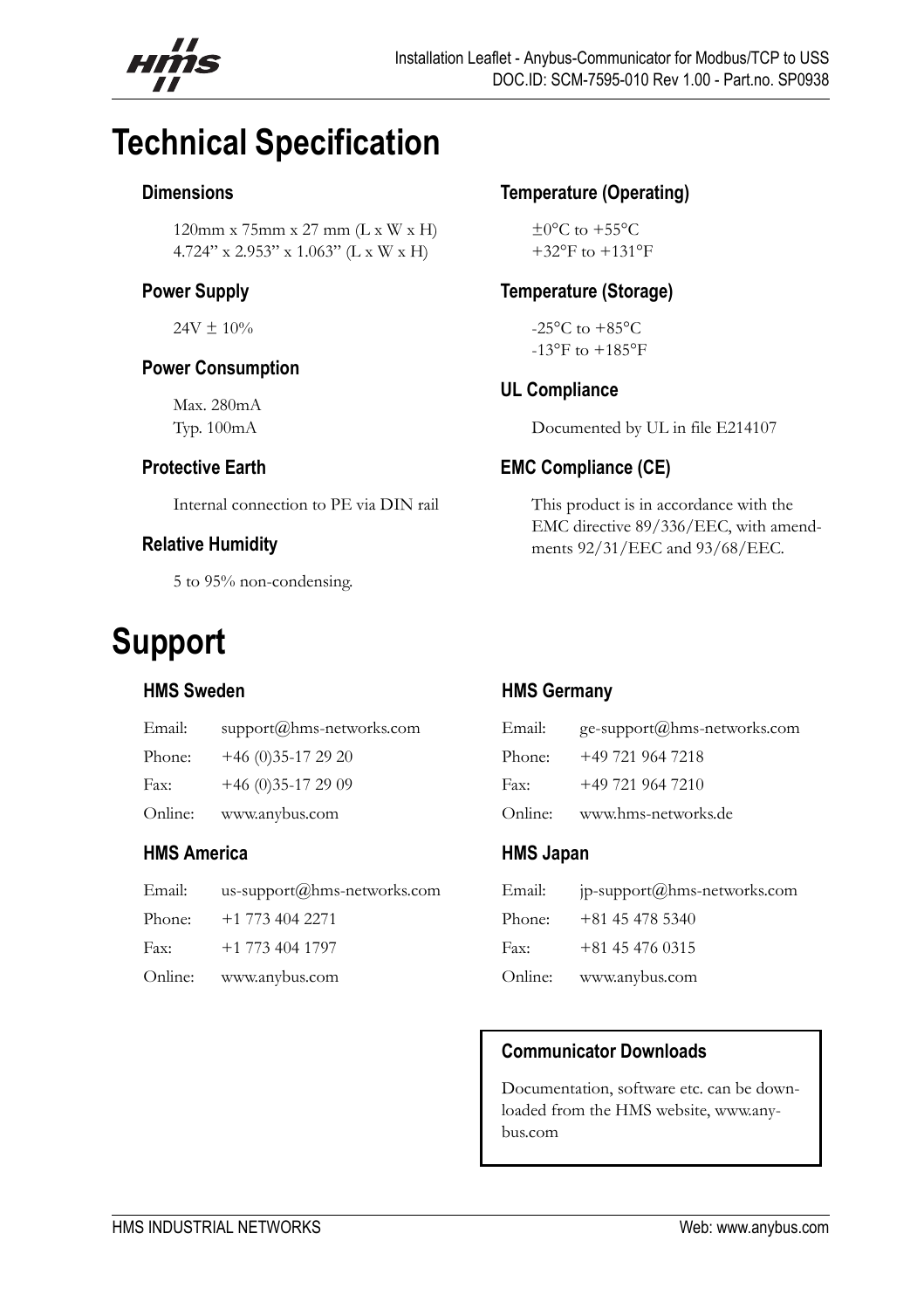# Technical Specification

### Dimensions

120mm x 75mm x 27 mm (L x W x H)
4.724" x 2.953" x 1.063" (L x W x H)

### Power Supply

24V ± 10%

### Power Consumption

Max. 280mA
Typ. 100mA

### Protective Earth

Internal connection to PE via DIN rail

### Relative Humidity

5 to 95% non-condensing.

### Temperature (Operating)

±0°C to +55°C
+32°F to +131°F

### Temperature (Storage)

-25°C to +85°C
-13°F to +185°F

### UL Compliance

Documented by UL in file E214107

### EMC Compliance (CE)

This product is in accordance with the EMC directive 89/336/EEC, with amendments 92/31/EEC and 93/68/EEC.

# Support

### HMS Sweden

| | |
|---|---|
| Email: | support@hms-networks.com |
| Phone: | +46 (0)35-17 29 20 |
| Fax: | +46 (0)35-17 29 09 |
| Online: | www.anybus.com |

### HMS America

| | |
|---|---|
| Email: | us-support@hms-networks.com |
| Phone: | +1 773 404 2271 |
| Fax: | +1 773 404 1797 |
| Online: | www.anybus.com |

### HMS Germany

| | |
|---|---|
| Email: | ge-support@hms-networks.com |
| Phone: | +49 721 964 7218 |
| Fax: | +49 721 964 7210 |
| Online: | www.hms-networks.de |

### HMS Japan

| | |
|---|---|
| Email: | jp-support@hms-networks.com |
| Phone: | +81 45 478 5340 |
| Fax: | +81 45 476 0315 |
| Online: | www.anybus.com |

### Communicator Downloads

Documentation, software etc. can be downloaded from the HMS website, www.anybus.com